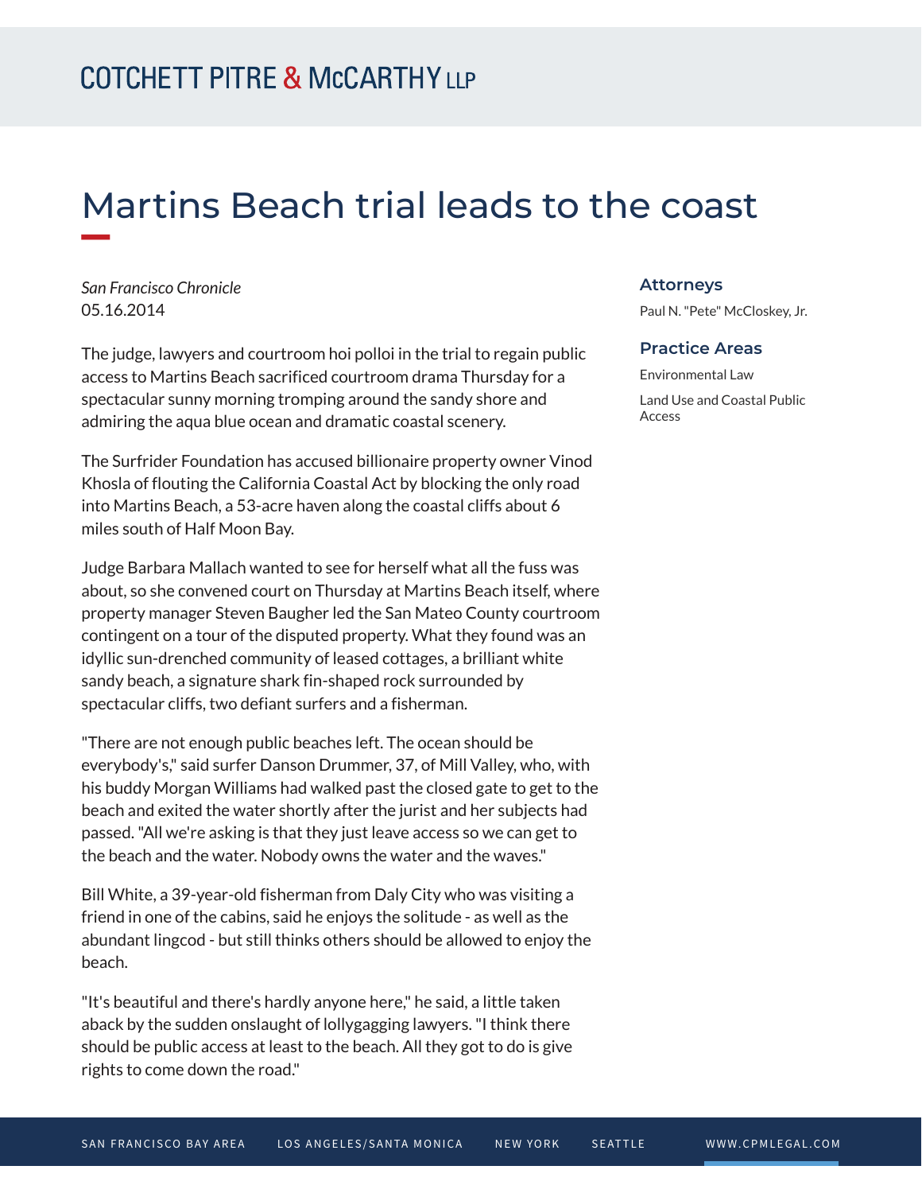# Martins Beach trial leads to the coast

*San Francisco Chronicle*
05.16.2014

The judge, lawyers and courtroom hoi polloi in the trial to regain public access to Martins Beach sacrificed courtroom drama Thursday for a spectacular sunny morning tromping around the sandy shore and admiring the aqua blue ocean and dramatic coastal scenery.

The Surfrider Foundation has accused billionaire property owner Vinod Khosla of flouting the California Coastal Act by blocking the only road into Martins Beach, a 53-acre haven along the coastal cliffs about 6 miles south of Half Moon Bay.

Judge Barbara Mallach wanted to see for herself what all the fuss was about, so she convened court on Thursday at Martins Beach itself, where property manager Steven Baugher led the San Mateo County courtroom contingent on a tour of the disputed property. What they found was an idyllic sun-drenched community of leased cottages, a brilliant white sandy beach, a signature shark fin-shaped rock surrounded by spectacular cliffs, two defiant surfers and a fisherman.

"There are not enough public beaches left. The ocean should be everybody's," said surfer Danson Drummer, 37, of Mill Valley, who, with his buddy Morgan Williams had walked past the closed gate to get to the beach and exited the water shortly after the jurist and her subjects had passed. "All we're asking is that they just leave access so we can get to the beach and the water. Nobody owns the water and the waves."

Bill White, a 39-year-old fisherman from Daly City who was visiting a friend in one of the cabins, said he enjoys the solitude - as well as the abundant lingcod - but still thinks others should be allowed to enjoy the beach.

"It's beautiful and there's hardly anyone here," he said, a little taken aback by the sudden onslaught of lollygagging lawyers. "I think there should be public access at least to the beach. All they got to do is give rights to come down the road."

## Attorneys

Paul N. "Pete" McCloskey, Jr.

## Practice Areas

Environmental Law

Land Use and Coastal Public Access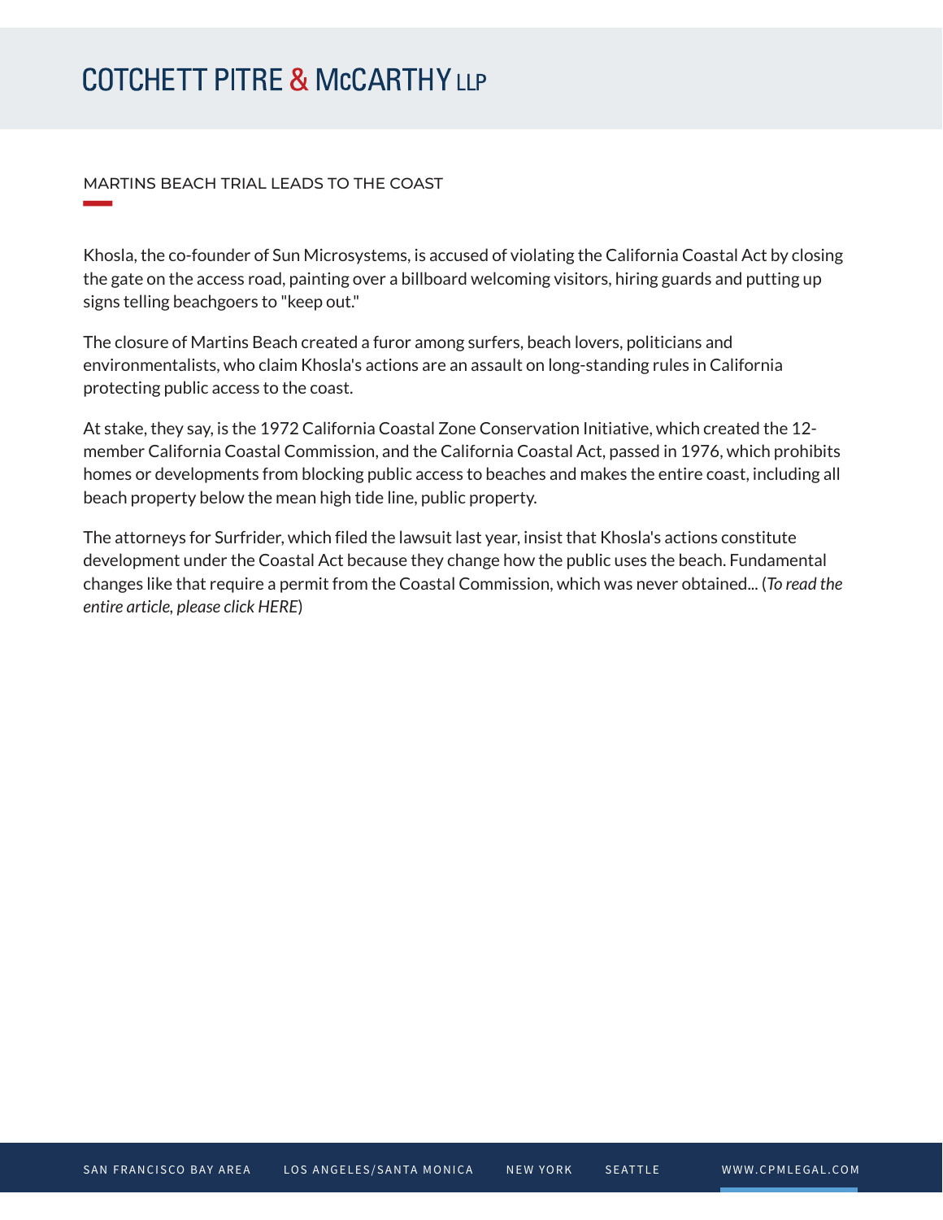MARTINS BEACH TRIAL LEADS TO THE COAST

Khosla, the co-founder of Sun Microsystems, is accused of violating the California Coastal Act by closing the gate on the access road, painting over a billboard welcoming visitors, hiring guards and putting up signs telling beachgoers to "keep out."

The closure of Martins Beach created a furor among surfers, beach lovers, politicians and environmentalists, who claim Khosla's actions are an assault on long-standing rules in California protecting public access to the coast.

At stake, they say, is the 1972 California Coastal Zone Conservation Initiative, which created the 12-member California Coastal Commission, and the California Coastal Act, passed in 1976, which prohibits homes or developments from blocking public access to beaches and makes the entire coast, including all beach property below the mean high tide line, public property.

The attorneys for Surfrider, which filed the lawsuit last year, insist that Khosla's actions constitute development under the Coastal Act because they change how the public uses the beach. Fundamental changes like that require a permit from the Coastal Commission, which was never obtained... (*To read the entire article, please click HERE*)